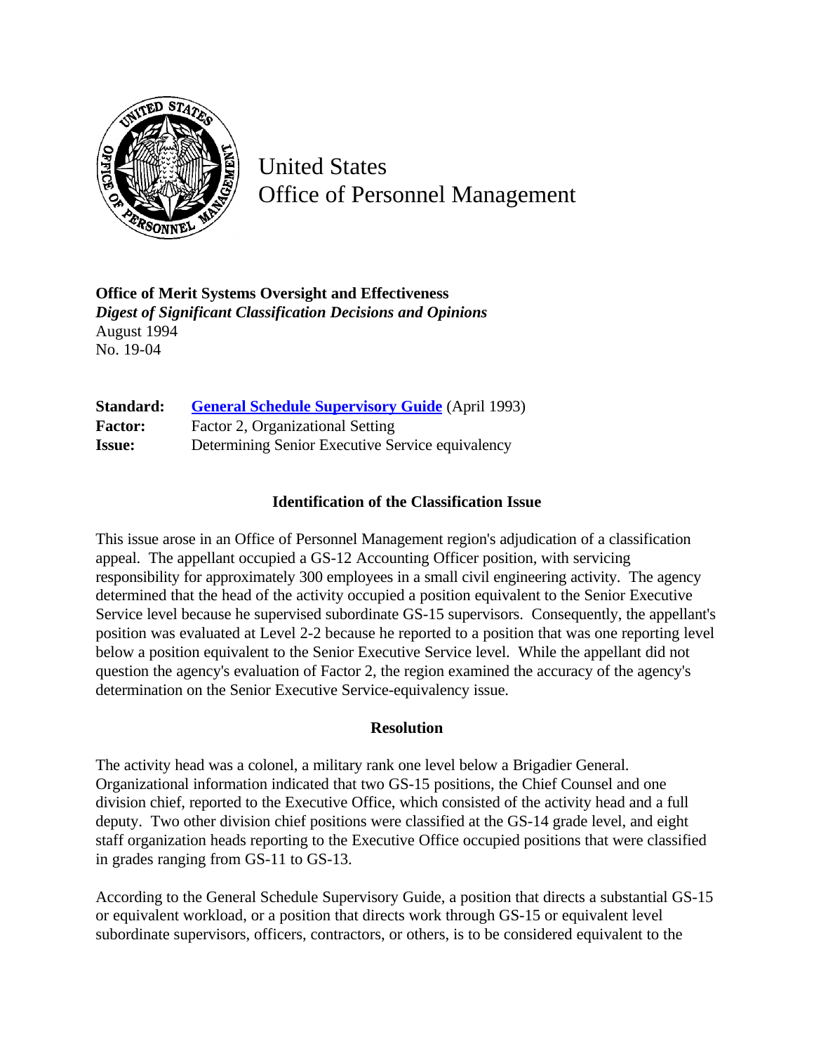# United States
# Office of Personnel Management

**Office of Merit Systems Oversight and Effectiveness**
***Digest of Significant Classification Decisions and Opinions***
August 1994
No. 19-04

| | |
|---|---|
| **Standard:** | **General Schedule Supervisory Guide** (April 1993) |
| **Factor:** | Factor 2, Organizational Setting |
| **Issue:** | Determining Senior Executive Service equivalency |

### Identification of the Classification Issue

This issue arose in an Office of Personnel Management region's adjudication of a classification appeal. The appellant occupied a GS-12 Accounting Officer position, with servicing responsibility for approximately 300 employees in a small civil engineering activity. The agency determined that the head of the activity occupied a position equivalent to the Senior Executive Service level because he supervised subordinate GS-15 supervisors. Consequently, the appellant's position was evaluated at Level 2-2 because he reported to a position that was one reporting level below a position equivalent to the Senior Executive Service level. While the appellant did not question the agency's evaluation of Factor 2, the region examined the accuracy of the agency's determination on the Senior Executive Service-equivalency issue.

### Resolution

The activity head was a colonel, a military rank one level below a Brigadier General. Organizational information indicated that two GS-15 positions, the Chief Counsel and one division chief, reported to the Executive Office, which consisted of the activity head and a full deputy. Two other division chief positions were classified at the GS-14 grade level, and eight staff organization heads reporting to the Executive Office occupied positions that were classified in grades ranging from GS-11 to GS-13.

According to the General Schedule Supervisory Guide, a position that directs a substantial GS-15 or equivalent workload, or a position that directs work through GS-15 or equivalent level subordinate supervisors, officers, contractors, or others, is to be considered equivalent to the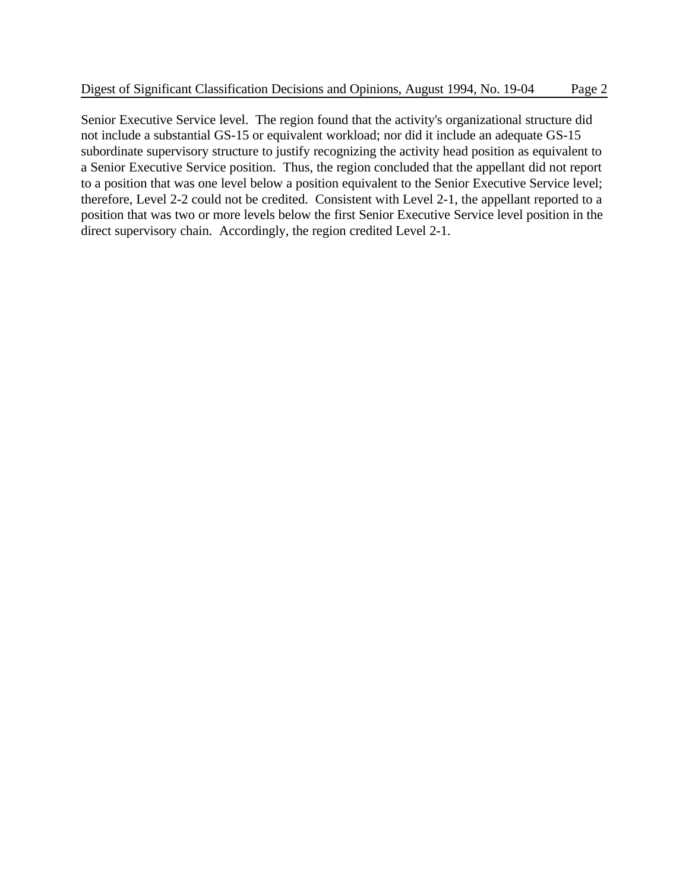Senior Executive Service level. The region found that the activity's organizational structure did not include a substantial GS-15 or equivalent workload; nor did it include an adequate GS-15 subordinate supervisory structure to justify recognizing the activity head position as equivalent to a Senior Executive Service position. Thus, the region concluded that the appellant did not report to a position that was one level below a position equivalent to the Senior Executive Service level; therefore, Level 2-2 could not be credited. Consistent with Level 2-1, the appellant reported to a position that was two or more levels below the first Senior Executive Service level position in the direct supervisory chain. Accordingly, the region credited Level 2-1.